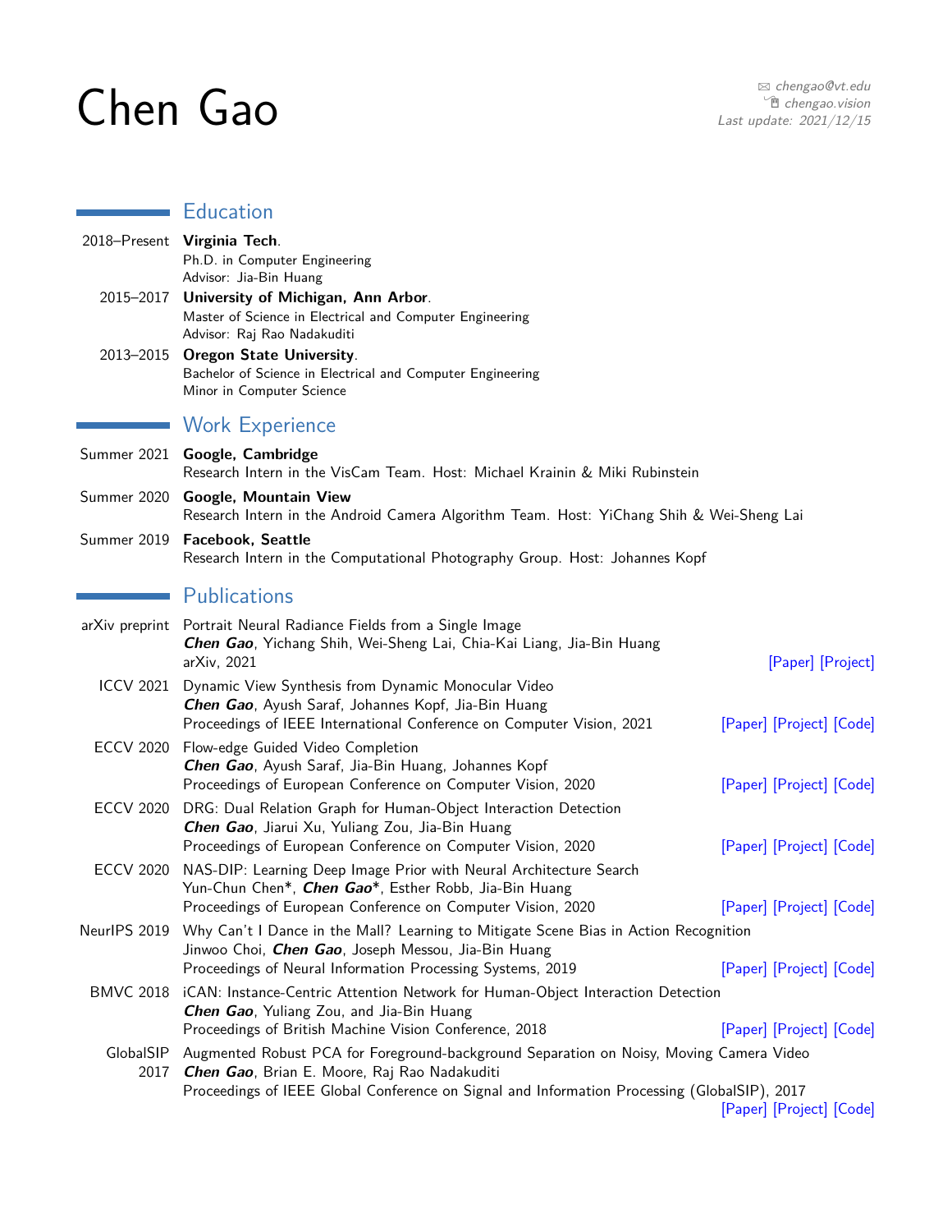# Chen Gao

chengao@vt.edu
chengao.vision
Last update: 2021/12/15

## Education

**2018–Present** **Virginia Tech**.
Ph.D. in Computer Engineering
Advisor: Jia-Bin Huang

**2015–2017** **University of Michigan, Ann Arbor**.
Master of Science in Electrical and Computer Engineering
Advisor: Raj Rao Nadakuditi

**2013–2015** **Oregon State University**.
Bachelor of Science in Electrical and Computer Engineering
Minor in Computer Science

## Work Experience

**Summer 2021** **Google, Cambridge**
Research Intern in the VisCam Team. Host: Michael Krainin & Miki Rubinstein

**Summer 2020** **Google, Mountain View**
Research Intern in the Android Camera Algorithm Team. Host: YiChang Shih & Wei-Sheng Lai

**Summer 2019** **Facebook, Seattle**
Research Intern in the Computational Photography Group. Host: Johannes Kopf

## Publications

**arXiv preprint** Portrait Neural Radiance Fields from a Single Image
***Chen Gao***, Yichang Shih, Wei-Sheng Lai, Chia-Kai Liang, Jia-Bin Huang
arXiv, 2021 [Paper] [Project]

**ICCV 2021** Dynamic View Synthesis from Dynamic Monocular Video
***Chen Gao***, Ayush Saraf, Johannes Kopf, Jia-Bin Huang
Proceedings of IEEE International Conference on Computer Vision, 2021 [Paper] [Project] [Code]

**ECCV 2020** Flow-edge Guided Video Completion
***Chen Gao***, Ayush Saraf, Jia-Bin Huang, Johannes Kopf
Proceedings of European Conference on Computer Vision, 2020 [Paper] [Project] [Code]

**ECCV 2020** DRG: Dual Relation Graph for Human-Object Interaction Detection
***Chen Gao***, Jiarui Xu, Yuliang Zou, Jia-Bin Huang
Proceedings of European Conference on Computer Vision, 2020 [Paper] [Project] [Code]

**ECCV 2020** NAS-DIP: Learning Deep Image Prior with Neural Architecture Search
Yun-Chun Chen*, ***Chen Gao****, Esther Robb, Jia-Bin Huang
Proceedings of European Conference on Computer Vision, 2020 [Paper] [Project] [Code]

**NeurIPS 2019** Why Can't I Dance in the Mall? Learning to Mitigate Scene Bias in Action Recognition
Jinwoo Choi, ***Chen Gao***, Joseph Messou, Jia-Bin Huang
Proceedings of Neural Information Processing Systems, 2019 [Paper] [Project] [Code]

**BMVC 2018** iCAN: Instance-Centric Attention Network for Human-Object Interaction Detection
***Chen Gao***, Yuliang Zou, and Jia-Bin Huang
Proceedings of British Machine Vision Conference, 2018 [Paper] [Project] [Code]

**GlobalSIP 2017** Augmented Robust PCA for Foreground-background Separation on Noisy, Moving Camera Video
***Chen Gao***, Brian E. Moore, Raj Rao Nadakuditi
Proceedings of IEEE Global Conference on Signal and Information Processing (GlobalSIP), 2017
[Paper] [Project] [Code]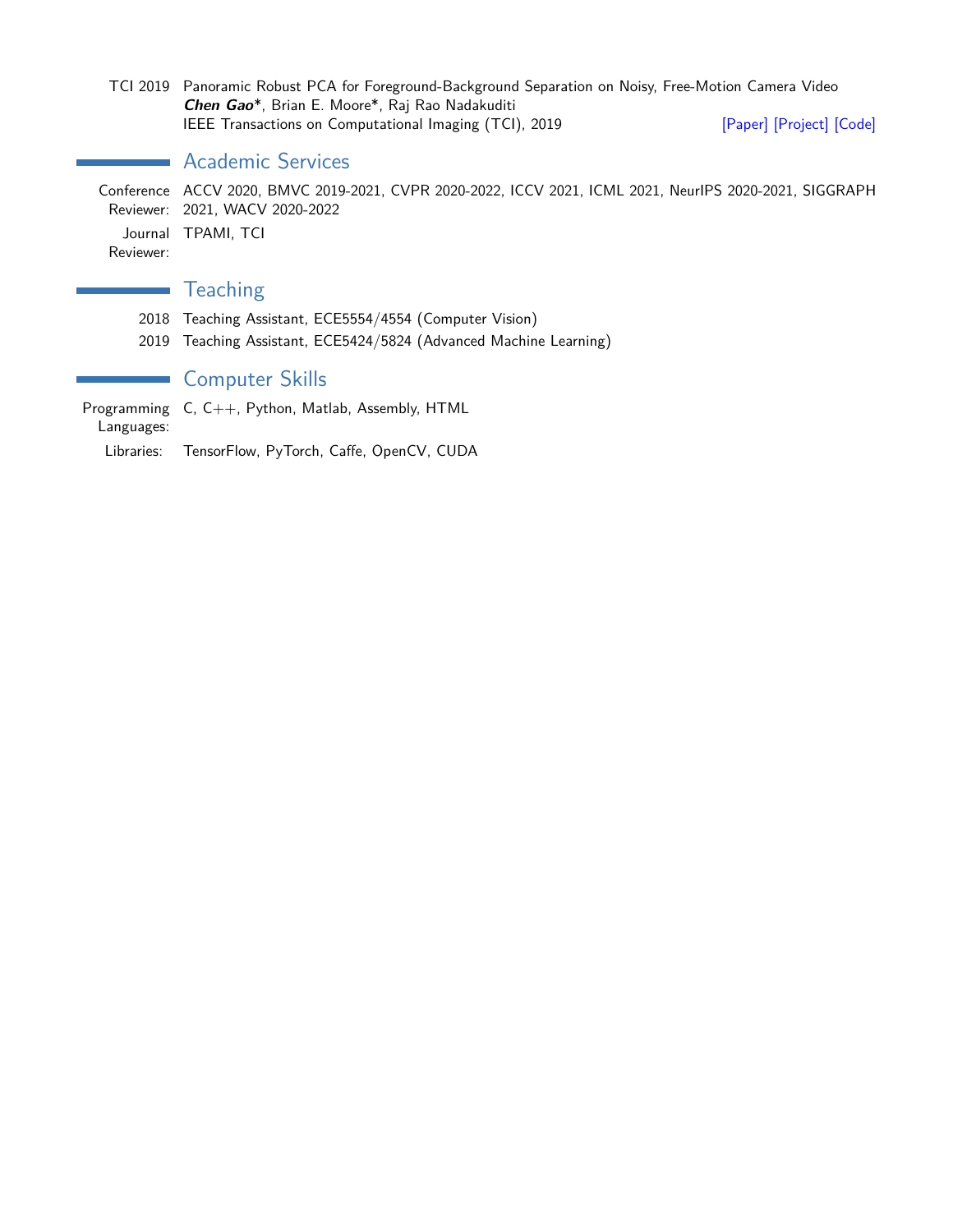TCI 2019 Panoramic Robust PCA for Foreground-Background Separation on Noisy, Free-Motion Camera Video
***Chen Gao****, Brian E. Moore*, Raj Rao Nadakuditi
IEEE Transactions on Computational Imaging (TCI), 2019 [Paper] [Project] [Code]

## Academic Services

**Conference Reviewer:** ACCV 2020, BMVC 2019-2021, CVPR 2020-2022, ICCV 2021, ICML 2021, NeurIPS 2020-2021, SIGGRAPH 2021, WACV 2020-2022

**Journal Reviewer:** TPAMI, TCI

## Teaching

2018 Teaching Assistant, ECE5554/4554 (Computer Vision)

2019 Teaching Assistant, ECE5424/5824 (Advanced Machine Learning)

## Computer Skills

**Programming Languages:** C, C++, Python, Matlab, Assembly, HTML

**Libraries:** TensorFlow, PyTorch, Caffe, OpenCV, CUDA